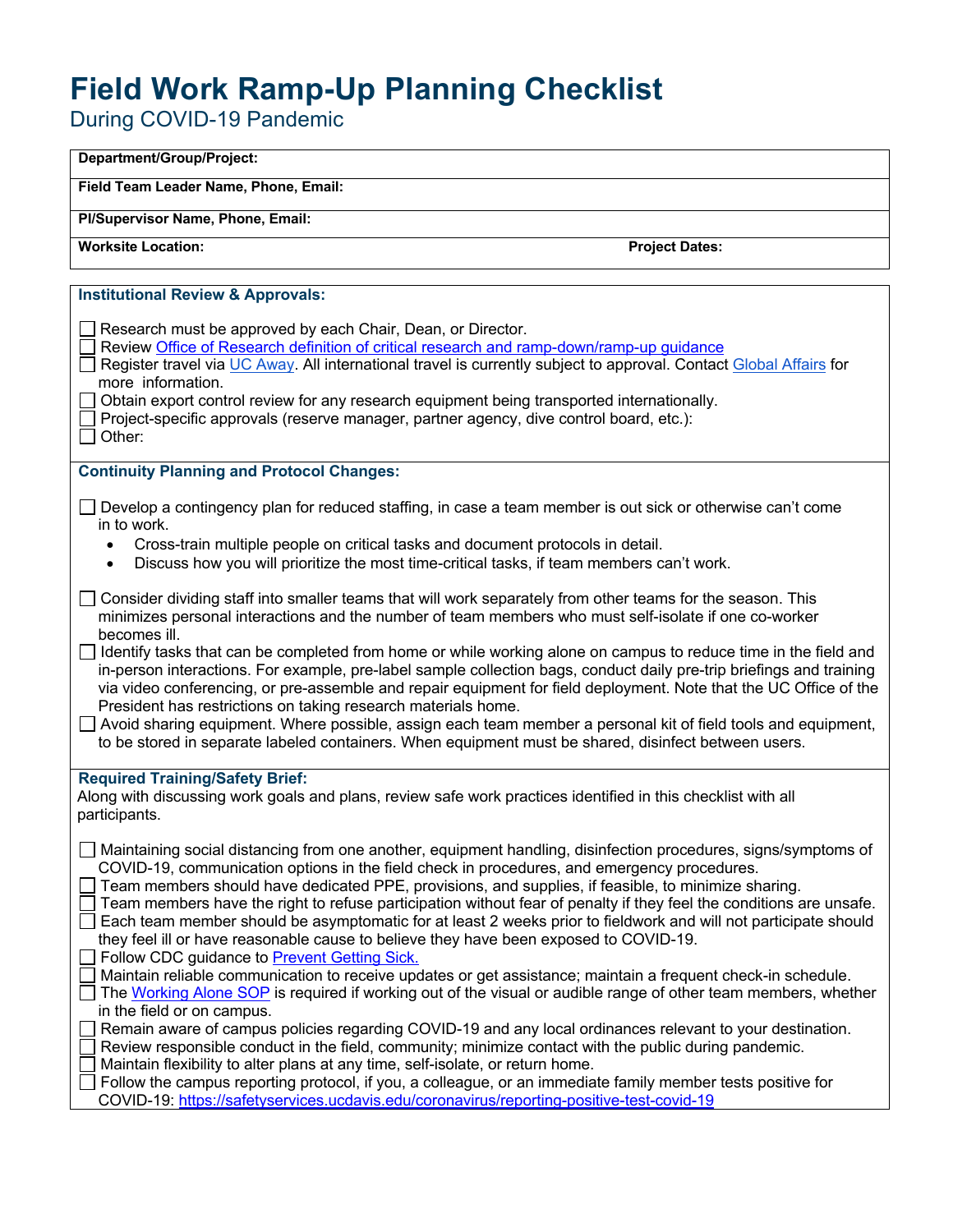# Field Work Ramp-Up Planning Checklist

During COVID-19 Pandemic

| **Department/Group/Project:** | |
|---|---|
| **Field Team Leader Name, Phone, Email:** | |
| **PI/Supervisor Name, Phone, Email:** | |
| **Worksite Location:** | **Project Dates:** |

### Institutional Review & Approvals:

- ☐ Research must be approved by each Chair, Dean, or Director.
- ☐ Review Office of Research definition of critical research and ramp-down/ramp-up guidance
- ☐ Register travel via UC Away. All international travel is currently subject to approval. Contact Global Affairs for more information.
- ☐ Obtain export control review for any research equipment being transported internationally.
- ☐ Project-specific approvals (reserve manager, partner agency, dive control board, etc.):
- ☐ Other:

### Continuity Planning and Protocol Changes:

- ☐ Develop a contingency plan for reduced staffing, in case a team member is out sick or otherwise can't come in to work.
  - Cross-train multiple people on critical tasks and document protocols in detail.
  - Discuss how you will prioritize the most time-critical tasks, if team members can't work.

- ☐ Consider dividing staff into smaller teams that will work separately from other teams for the season. This minimizes personal interactions and the number of team members who must self-isolate if one co-worker becomes ill.
- ☐ Identify tasks that can be completed from home or while working alone on campus to reduce time in the field and in-person interactions. For example, pre-label sample collection bags, conduct daily pre-trip briefings and training via video conferencing, or pre-assemble and repair equipment for field deployment. Note that the UC Office of the President has restrictions on taking research materials home.
- ☐ Avoid sharing equipment. Where possible, assign each team member a personal kit of field tools and equipment, to be stored in separate labeled containers. When equipment must be shared, disinfect between users.

### Required Training/Safety Brief:

Along with discussing work goals and plans, review safe work practices identified in this checklist with all participants.

- ☐ Maintaining social distancing from one another, equipment handling, disinfection procedures, signs/symptoms of COVID-19, communication options in the field check in procedures, and emergency procedures.
- ☐ Team members should have dedicated PPE, provisions, and supplies, if feasible, to minimize sharing.
- ☐ Team members have the right to refuse participation without fear of penalty if they feel the conditions are unsafe.
- ☐ Each team member should be asymptomatic for at least 2 weeks prior to fieldwork and will not participate should they feel ill or have reasonable cause to believe they have been exposed to COVID-19.
- ☐ Follow CDC guidance to Prevent Getting Sick.
- ☐ Maintain reliable communication to receive updates or get assistance; maintain a frequent check-in schedule.
- ☐ The Working Alone SOP is required if working out of the visual or audible range of other team members, whether in the field or on campus.
- ☐ Remain aware of campus policies regarding COVID-19 and any local ordinances relevant to your destination.
- ☐ Review responsible conduct in the field, community; minimize contact with the public during pandemic.
- ☐ Maintain flexibility to alter plans at any time, self-isolate, or return home.
- ☐ Follow the campus reporting protocol, if you, a colleague, or an immediate family member tests positive for COVID-19: https://safetyservices.ucdavis.edu/coronavirus/reporting-positive-test-covid-19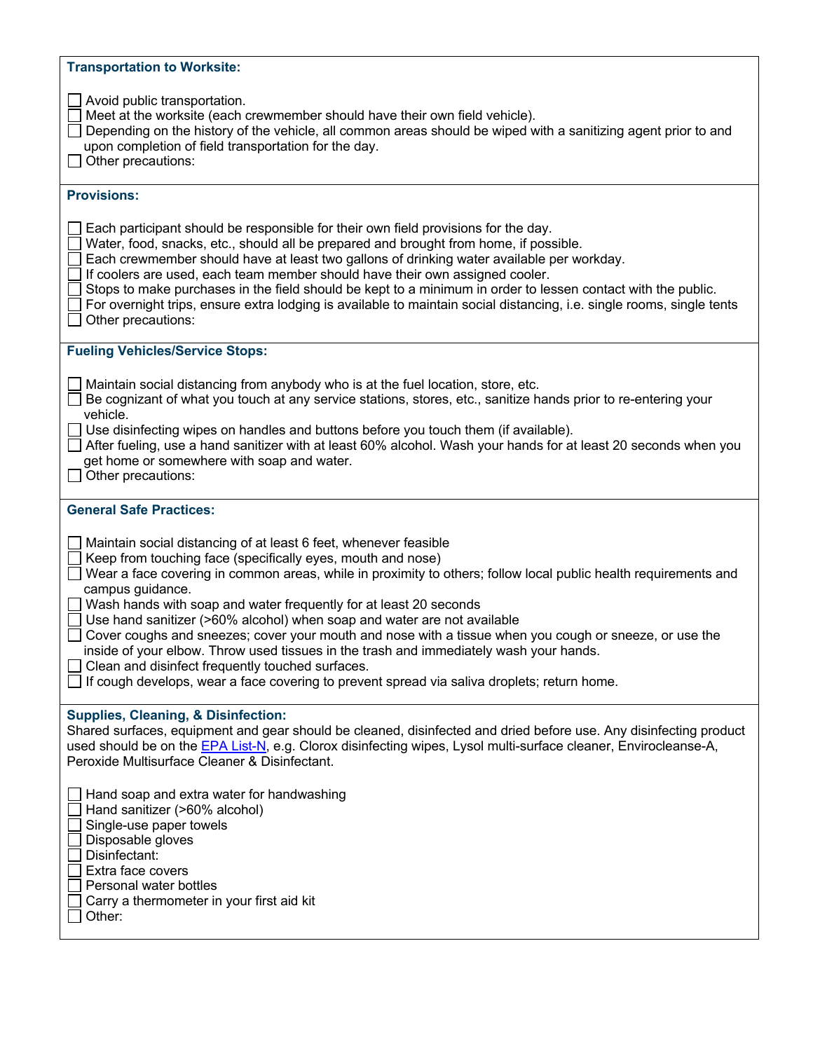**Transportation to Worksite:**

- [ ] Avoid public transportation.
- [ ] Meet at the worksite (each crewmember should have their own field vehicle).
- [ ] Depending on the history of the vehicle, all common areas should be wiped with a sanitizing agent prior to and upon completion of field transportation for the day.
- [ ] Other precautions:

**Provisions:**

- [ ] Each participant should be responsible for their own field provisions for the day.
- [ ] Water, food, snacks, etc., should all be prepared and brought from home, if possible.
- [ ] Each crewmember should have at least two gallons of drinking water available per workday.
- [ ] If coolers are used, each team member should have their own assigned cooler.
- [ ] Stops to make purchases in the field should be kept to a minimum in order to lessen contact with the public.
- [ ] For overnight trips, ensure extra lodging is available to maintain social distancing, i.e. single rooms, single tents
- [ ] Other precautions:

**Fueling Vehicles/Service Stops:**

- [ ] Maintain social distancing from anybody who is at the fuel location, store, etc.
- [ ] Be cognizant of what you touch at any service stations, stores, etc., sanitize hands prior to re-entering your vehicle.
- [ ] Use disinfecting wipes on handles and buttons before you touch them (if available).
- [ ] After fueling, use a hand sanitizer with at least 60% alcohol. Wash your hands for at least 20 seconds when you get home or somewhere with soap and water.
- [ ] Other precautions:

**General Safe Practices:**

- [ ] Maintain social distancing of at least 6 feet, whenever feasible
- [ ] Keep from touching face (specifically eyes, mouth and nose)
- [ ] Wear a face covering in common areas, while in proximity to others; follow local public health requirements and campus guidance.
- [ ] Wash hands with soap and water frequently for at least 20 seconds
- [ ] Use hand sanitizer (>60% alcohol) when soap and water are not available
- [ ] Cover coughs and sneezes; cover your mouth and nose with a tissue when you cough or sneeze, or use the inside of your elbow. Throw used tissues in the trash and immediately wash your hands.
- [ ] Clean and disinfect frequently touched surfaces.
- [ ] If cough develops, wear a face covering to prevent spread via saliva droplets; return home.

**Supplies, Cleaning, & Disinfection:**

Shared surfaces, equipment and gear should be cleaned, disinfected and dried before use. Any disinfecting product used should be on the EPA List-N, e.g. Clorox disinfecting wipes, Lysol multi-surface cleaner, Envirocleanse-A, Peroxide Multisurface Cleaner & Disinfectant.

- [ ] Hand soap and extra water for handwashing
- [ ] Hand sanitizer (>60% alcohol)
- [ ] Single-use paper towels
- [ ] Disposable gloves
- [ ] Disinfectant:
- [ ] Extra face covers
- [ ] Personal water bottles
- [ ] Carry a thermometer in your first aid kit
- [ ] Other: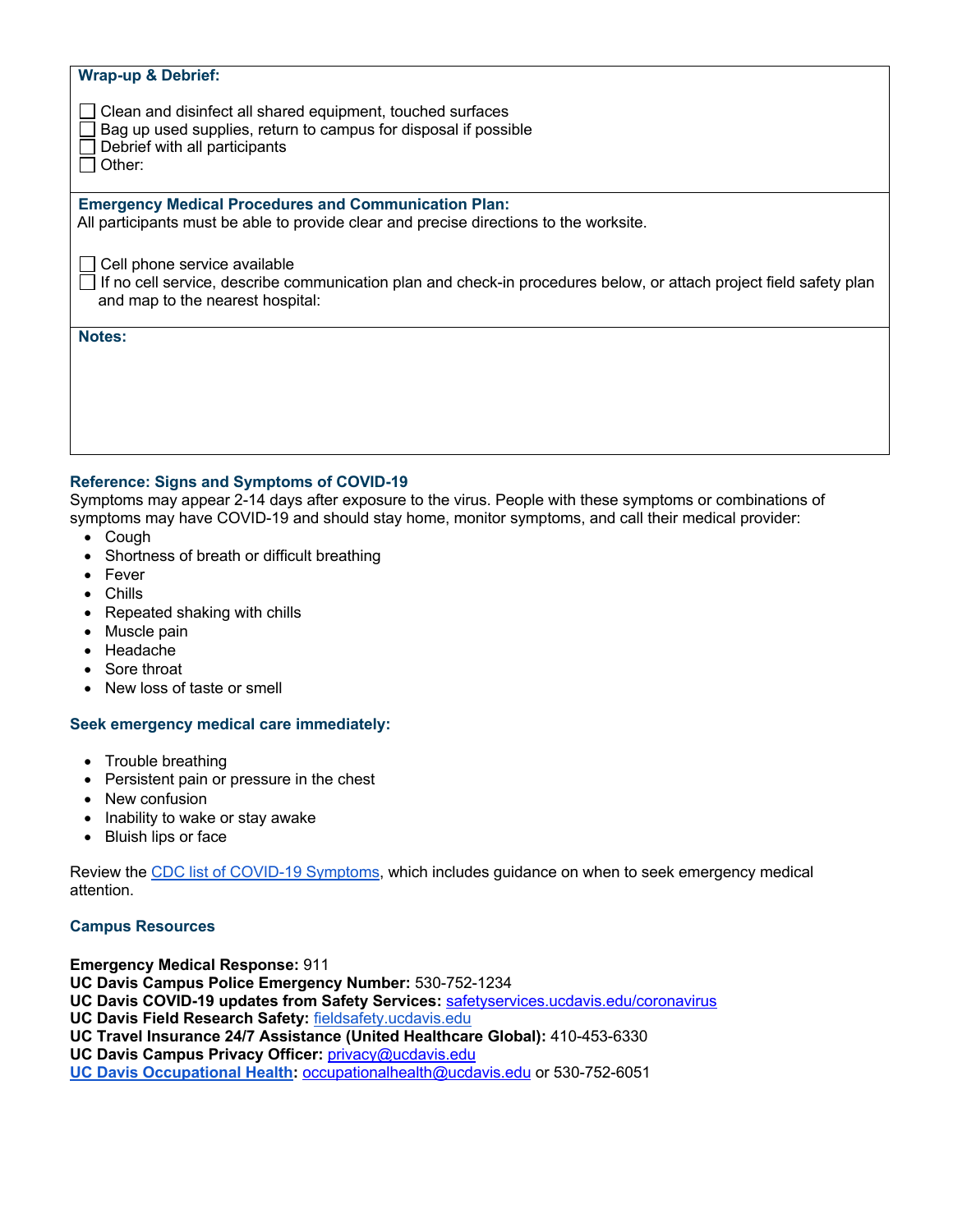**Wrap-up & Debrief:**

- ☐ Clean and disinfect all shared equipment, touched surfaces
- ☐ Bag up used supplies, return to campus for disposal if possible
- ☐ Debrief with all participants
- ☐ Other:

**Emergency Medical Procedures and Communication Plan:**

All participants must be able to provide clear and precise directions to the worksite.

- ☐ Cell phone service available
- ☐ If no cell service, describe communication plan and check-in procedures below, or attach project field safety plan and map to the nearest hospital:

**Notes:**

### Reference: Signs and Symptoms of COVID-19

Symptoms may appear 2-14 days after exposure to the virus. People with these symptoms or combinations of symptoms may have COVID-19 and should stay home, monitor symptoms, and call their medical provider:

- Cough
- Shortness of breath or difficult breathing
- Fever
- Chills
- Repeated shaking with chills
- Muscle pain
- Headache
- Sore throat
- New loss of taste or smell

### Seek emergency medical care immediately:

- Trouble breathing
- Persistent pain or pressure in the chest
- New confusion
- Inability to wake or stay awake
- Bluish lips or face

Review the CDC list of COVID-19 Symptoms, which includes guidance on when to seek emergency medical attention.

### Campus Resources

**Emergency Medical Response:** 911
**UC Davis Campus Police Emergency Number:** 530-752-1234
**UC Davis COVID-19 updates from Safety Services:** safetyservices.ucdavis.edu/coronavirus
**UC Davis Field Research Safety:** fieldsafety.ucdavis.edu
**UC Travel Insurance 24/7 Assistance (United Healthcare Global):** 410-453-6330
**UC Davis Campus Privacy Officer:** privacy@ucdavis.edu
**UC Davis Occupational Health:** occupationalhealth@ucdavis.edu or 530-752-6051